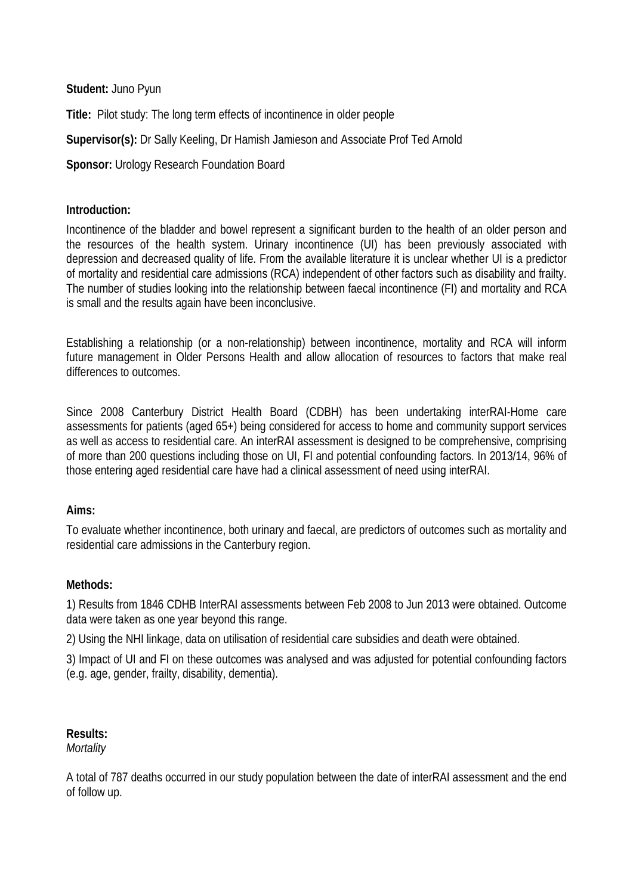**Student:** Juno Pyun

**Title:** Pilot study: The long term effects of incontinence in older people

**Supervisor(s):** Dr Sally Keeling, Dr Hamish Jamieson and Associate Prof Ted Arnold

**Sponsor:** Urology Research Foundation Board

**Introduction:**

Incontinence of the bladder and bowel represent a significant burden to the health of an older person and the resources of the health system. Urinary incontinence (UI) has been previously associated with depression and decreased quality of life. From the available literature it is unclear whether UI is a predictor of mortality and residential care admissions (RCA) independent of other factors such as disability and frailty. The number of studies looking into the relationship between faecal incontinence (FI) and mortality and RCA is small and the results again have been inconclusive.

Establishing a relationship (or a non-relationship) between incontinence, mortality and RCA will inform future management in Older Persons Health and allow allocation of resources to factors that make real differences to outcomes.

Since 2008 Canterbury District Health Board (CDBH) has been undertaking interRAI-Home care assessments for patients (aged 65+) being considered for access to home and community support services as well as access to residential care. An interRAI assessment is designed to be comprehensive, comprising of more than 200 questions including those on UI, FI and potential confounding factors. In 2013/14, 96% of those entering aged residential care have had a clinical assessment of need using interRAI.

**Aims:**

To evaluate whether incontinence, both urinary and faecal, are predictors of outcomes such as mortality and residential care admissions in the Canterbury region.

**Methods:**

1) Results from 1846 CDHB InterRAI assessments between Feb 2008 to Jun 2013 were obtained. Outcome data were taken as one year beyond this range.

2) Using the NHI linkage, data on utilisation of residential care subsidies and death were obtained.

3) Impact of UI and FI on these outcomes was analysed and was adjusted for potential confounding factors (e.g. age, gender, frailty, disability, dementia).

**Results:**

*Mortality*

A total of 787 deaths occurred in our study population between the date of interRAI assessment and the end of follow up.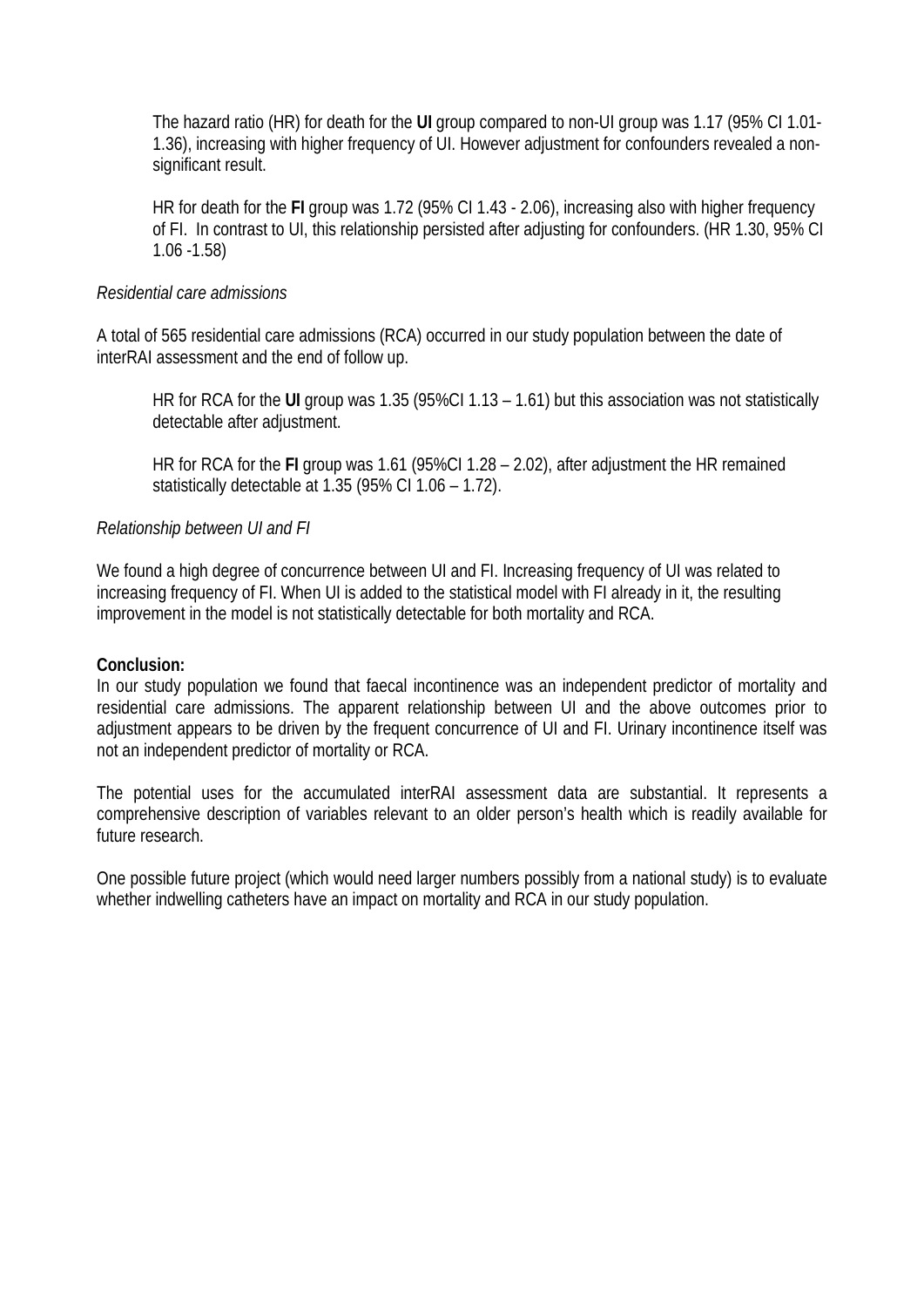The hazard ratio (HR) for death for the **UI** group compared to non-UI group was 1.17 (95% CI 1.01-1.36), increasing with higher frequency of UI. However adjustment for confounders revealed a non-significant result.

HR for death for the **FI** group was 1.72 (95% CI 1.43 - 2.06), increasing also with higher frequency of FI. In contrast to UI, this relationship persisted after adjusting for confounders. (HR 1.30, 95% CI 1.06 -1.58)

*Residential care admissions*

A total of 565 residential care admissions (RCA) occurred in our study population between the date of interRAI assessment and the end of follow up.

HR for RCA for the **UI** group was 1.35 (95%CI 1.13 – 1.61) but this association was not statistically detectable after adjustment.

HR for RCA for the **FI** group was 1.61 (95%CI 1.28 – 2.02), after adjustment the HR remained statistically detectable at 1.35 (95% CI 1.06 – 1.72).

*Relationship between UI and FI*

We found a high degree of concurrence between UI and FI. Increasing frequency of UI was related to increasing frequency of FI. When UI is added to the statistical model with FI already in it, the resulting improvement in the model is not statistically detectable for both mortality and RCA.

**Conclusion:**

In our study population we found that faecal incontinence was an independent predictor of mortality and residential care admissions. The apparent relationship between UI and the above outcomes prior to adjustment appears to be driven by the frequent concurrence of UI and FI. Urinary incontinence itself was not an independent predictor of mortality or RCA.

The potential uses for the accumulated interRAI assessment data are substantial. It represents a comprehensive description of variables relevant to an older person's health which is readily available for future research.

One possible future project (which would need larger numbers possibly from a national study) is to evaluate whether indwelling catheters have an impact on mortality and RCA in our study population.